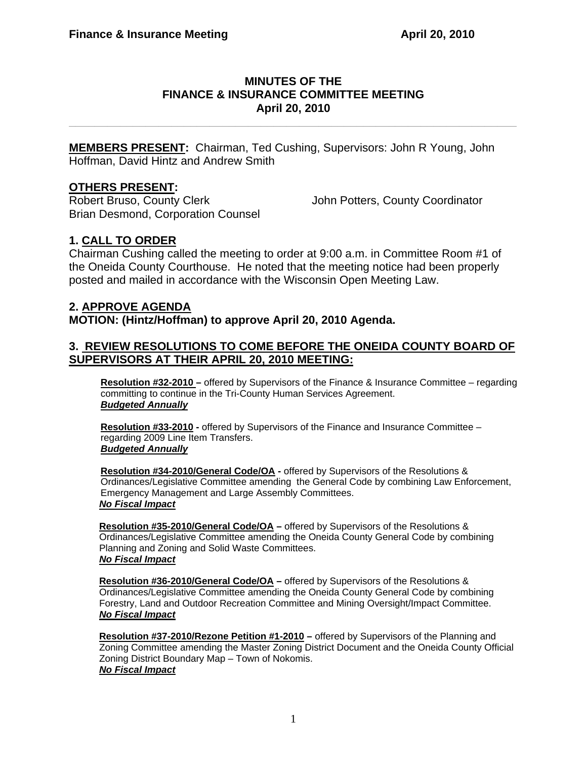# MINUTES OF THE FINANCE & INSURANCE COMMITTEE MEETING April 20, 2010

**MEMBERS PRESENT:** Chairman, Ted Cushing, Supervisors: John R Young, John Hoffman, David Hintz and Andrew Smith

**OTHERS PRESENT:**

Robert Bruso, County Clerk
John Potters, County Coordinator
Brian Desmond, Corporation Counsel

## 1. CALL TO ORDER

Chairman Cushing called the meeting to order at 9:00 a.m. in Committee Room #1 of the Oneida County Courthouse. He noted that the meeting notice had been properly posted and mailed in accordance with the Wisconsin Open Meeting Law.

## 2. APPROVE AGENDA

**MOTION: (Hintz/Hoffman) to approve April 20, 2010 Agenda.**

## 3. REVIEW RESOLUTIONS TO COME BEFORE THE ONEIDA COUNTY BOARD OF SUPERVISORS AT THEIR APRIL 20, 2010 MEETING:

**Resolution #32-2010 –** offered by Supervisors of the Finance & Insurance Committee – regarding committing to continue in the Tri-County Human Services Agreement.
***Budgeted Annually***

**Resolution #33-2010 -** offered by Supervisors of the Finance and Insurance Committee – regarding 2009 Line Item Transfers.
***Budgeted Annually***

**Resolution #34-2010/General Code/OA -** offered by Supervisors of the Resolutions & Ordinances/Legislative Committee amending the General Code by combining Law Enforcement, Emergency Management and Large Assembly Committees.
***No Fiscal Impact***

**Resolution #35-2010/General Code/OA –** offered by Supervisors of the Resolutions & Ordinances/Legislative Committee amending the Oneida County General Code by combining Planning and Zoning and Solid Waste Committees.
***No Fiscal Impact***

**Resolution #36-2010/General Code/OA –** offered by Supervisors of the Resolutions & Ordinances/Legislative Committee amending the Oneida County General Code by combining Forestry, Land and Outdoor Recreation Committee and Mining Oversight/Impact Committee.
***No Fiscal Impact***

**Resolution #37-2010/Rezone Petition #1-2010 –** offered by Supervisors of the Planning and Zoning Committee amending the Master Zoning District Document and the Oneida County Official Zoning District Boundary Map – Town of Nokomis.
***No Fiscal Impact***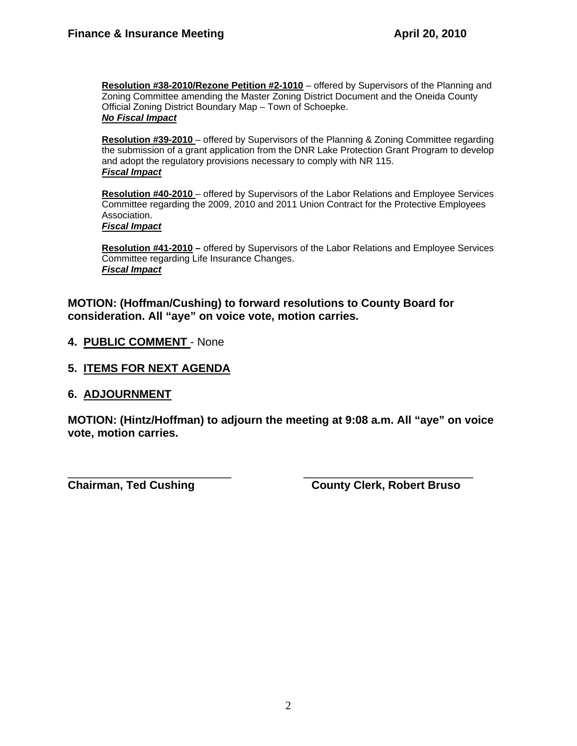**Resolution #38-2010/Rezone Petition #2-1010** – offered by Supervisors of the Planning and Zoning Committee amending the Master Zoning District Document and the Oneida County Official Zoning District Boundary Map – Town of Schoepke.
***No Fiscal Impact***

**Resolution #39-2010** – offered by Supervisors of the Planning & Zoning Committee regarding the submission of a grant application from the DNR Lake Protection Grant Program to develop and adopt the regulatory provisions necessary to comply with NR 115.
***Fiscal Impact***

**Resolution #40-2010** – offered by Supervisors of the Labor Relations and Employee Services Committee regarding the 2009, 2010 and 2011 Union Contract for the Protective Employees Association.
***Fiscal Impact***

**Resolution #41-2010 –** offered by Supervisors of the Labor Relations and Employee Services Committee regarding Life Insurance Changes.
***Fiscal Impact***

**MOTION: (Hoffman/Cushing) to forward resolutions to County Board for consideration. All "aye" on voice vote, motion carries.**

## 4. PUBLIC COMMENT - None

## 5. ITEMS FOR NEXT AGENDA

## 6. ADJOURNMENT

**MOTION: (Hintz/Hoffman) to adjourn the meeting at 9:08 a.m. All "aye" on voice vote, motion carries.**

\_\_\_\_\_\_\_\_\_\_\_\_\_\_\_\_\_\_\_\_\_\_\_\_\_\_\_ \_\_\_\_\_\_\_\_\_\_\_\_\_\_\_\_\_\_\_\_\_\_\_\_\_\_\_\_

**Chairman, Ted Cushing** **County Clerk, Robert Bruso**